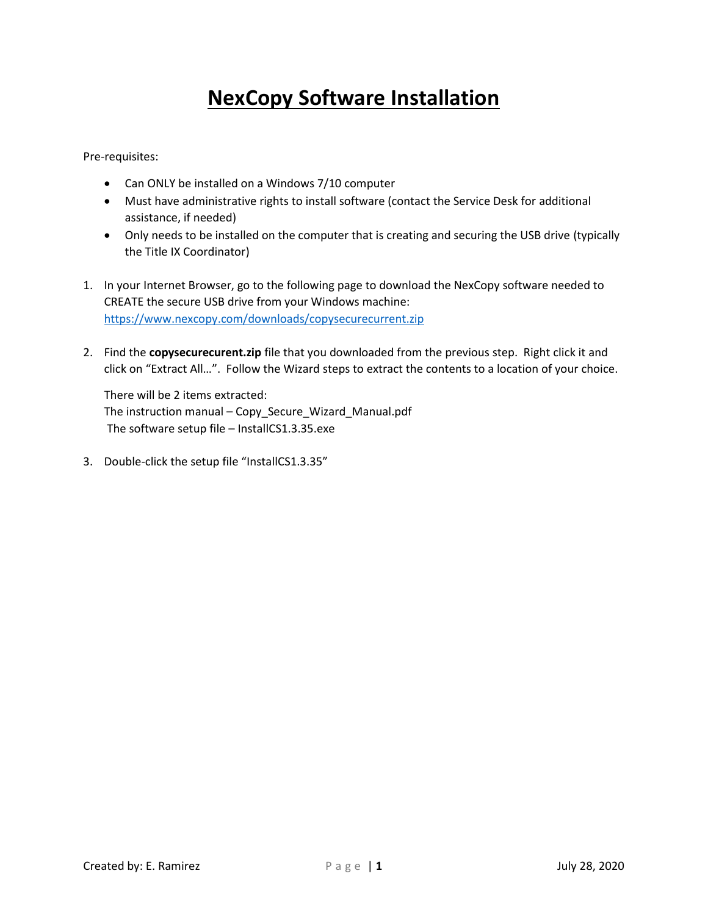# NexCopy Software Installation

Pre-requisites:

- Can ONLY be installed on a Windows 7/10 computer
- Must have administrative rights to install software (contact the Service Desk for additional assistance, if needed)
- Only needs to be installed on the computer that is creating and securing the USB drive (typically the Title IX Coordinator)

1. In your Internet Browser, go to the following page to download the NexCopy software needed to CREATE the secure USB drive from your Windows machine: https://www.nexcopy.com/downloads/copysecurecurrent.zip

2. Find the **copysecurecurent.zip** file that you downloaded from the previous step. Right click it and click on "Extract All…". Follow the Wizard steps to extract the contents to a location of your choice.

   There will be 2 items extracted:
   The instruction manual – Copy_Secure_Wizard_Manual.pdf
   The software setup file – InstallCS1.3.35.exe

3. Double-click the setup file "InstallCS1.3.35"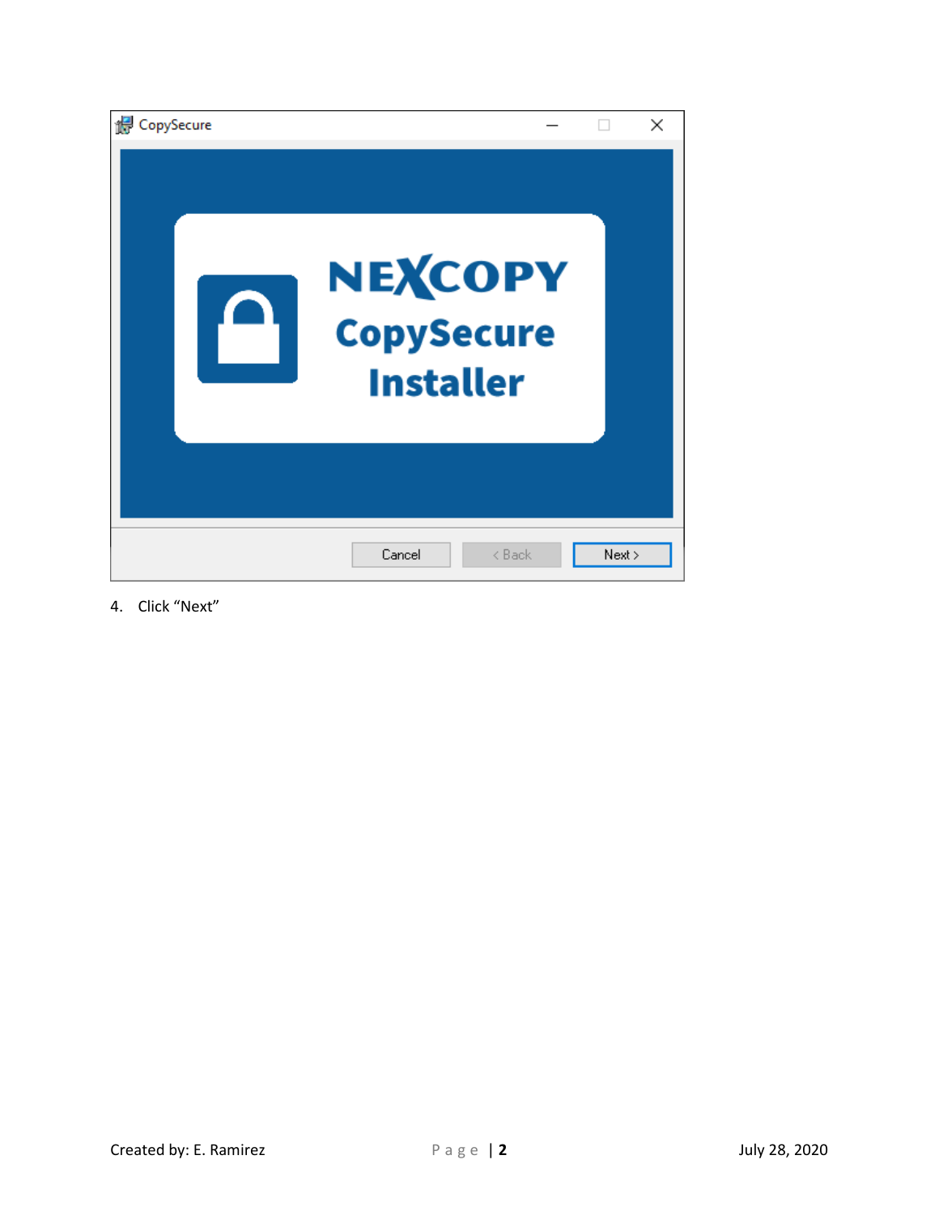4. Click "Next"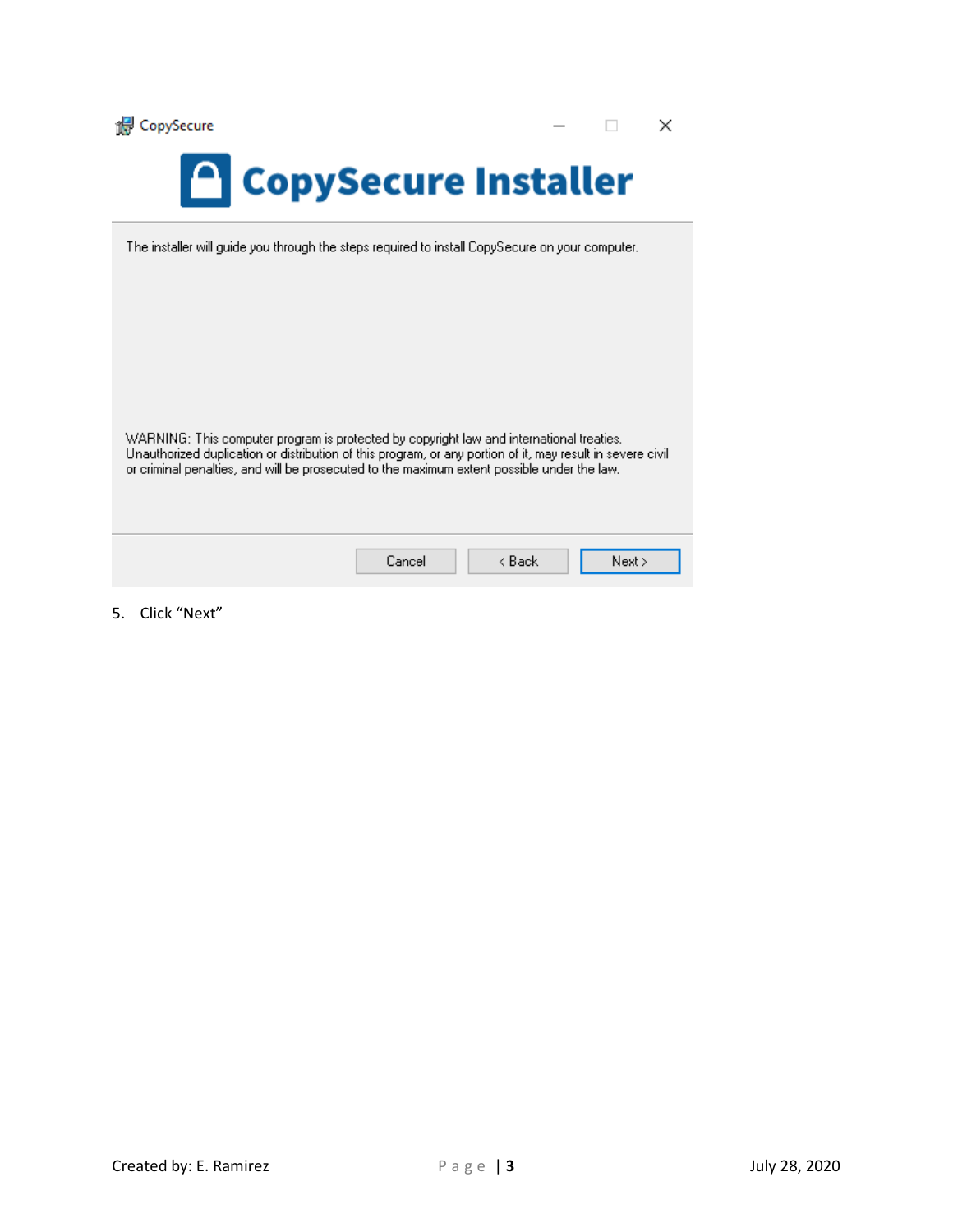CopySecure

# CopySecure Installer

The installer will guide you through the steps required to install CopySecure on your computer.

WARNING: This computer program is protected by copyright law and international treaties. Unauthorized duplication or distribution of this program, or any portion of it, may result in severe civil or criminal penalties, and will be prosecuted to the maximum extent possible under the law.

Cancel | < Back | Next >

5. Click “Next”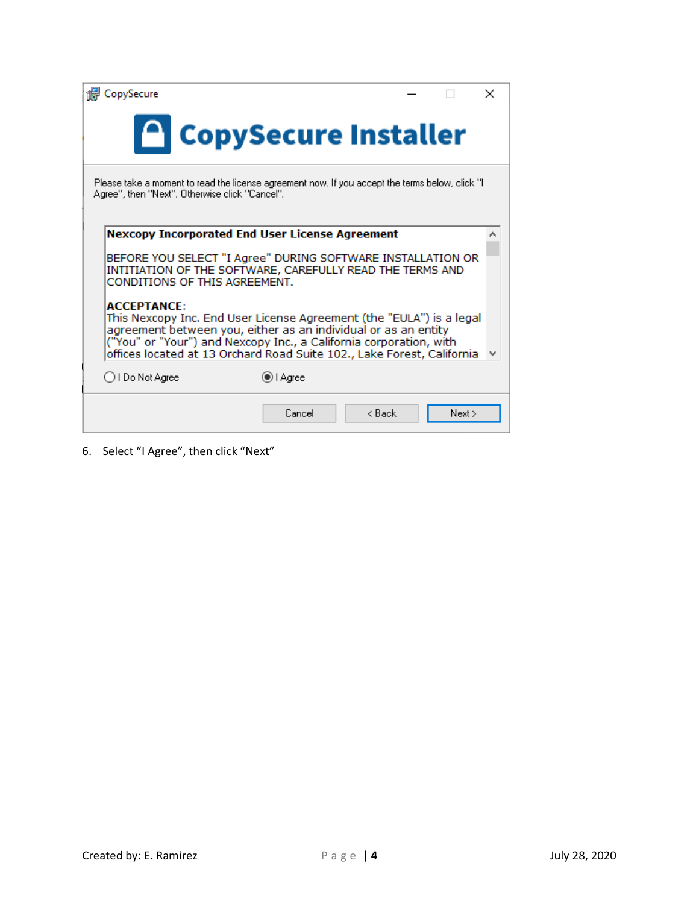CopySecure

**CopySecure Installer**

Please take a moment to read the license agreement now. If you accept the terms below, click "I Agree", then "Next". Otherwise click "Cancel".

**Nexcopy Incorporated End User License Agreement**

BEFORE YOU SELECT "I Agree" DURING SOFTWARE INSTALLATION OR INITIATION OF THE SOFTWARE, CAREFULLY READ THE TERMS AND CONDITIONS OF THIS AGREEMENT.

**ACCEPTANCE**:
This Nexcopy Inc. End User License Agreement (the "EULA") is a legal agreement between you, either as an individual or as an entity ("You" or "Your") and Nexcopy Inc., a California corporation, with offices located at 13 Orchard Road Suite 102., Lake Forest, California

I Do Not Agree | I Agree

Cancel | < Back | Next >

6. Select "I Agree", then click "Next"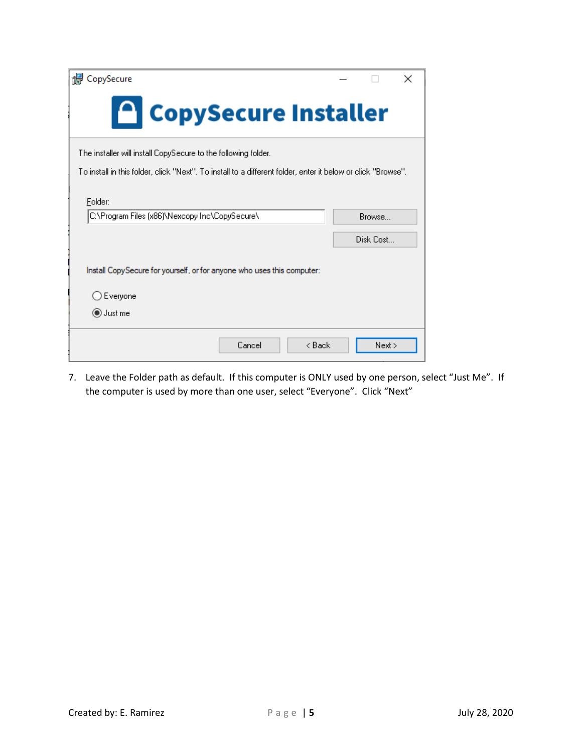7. Leave the Folder path as default. If this computer is ONLY used by one person, select “Just Me”. If the computer is used by more than one user, select “Everyone”. Click “Next”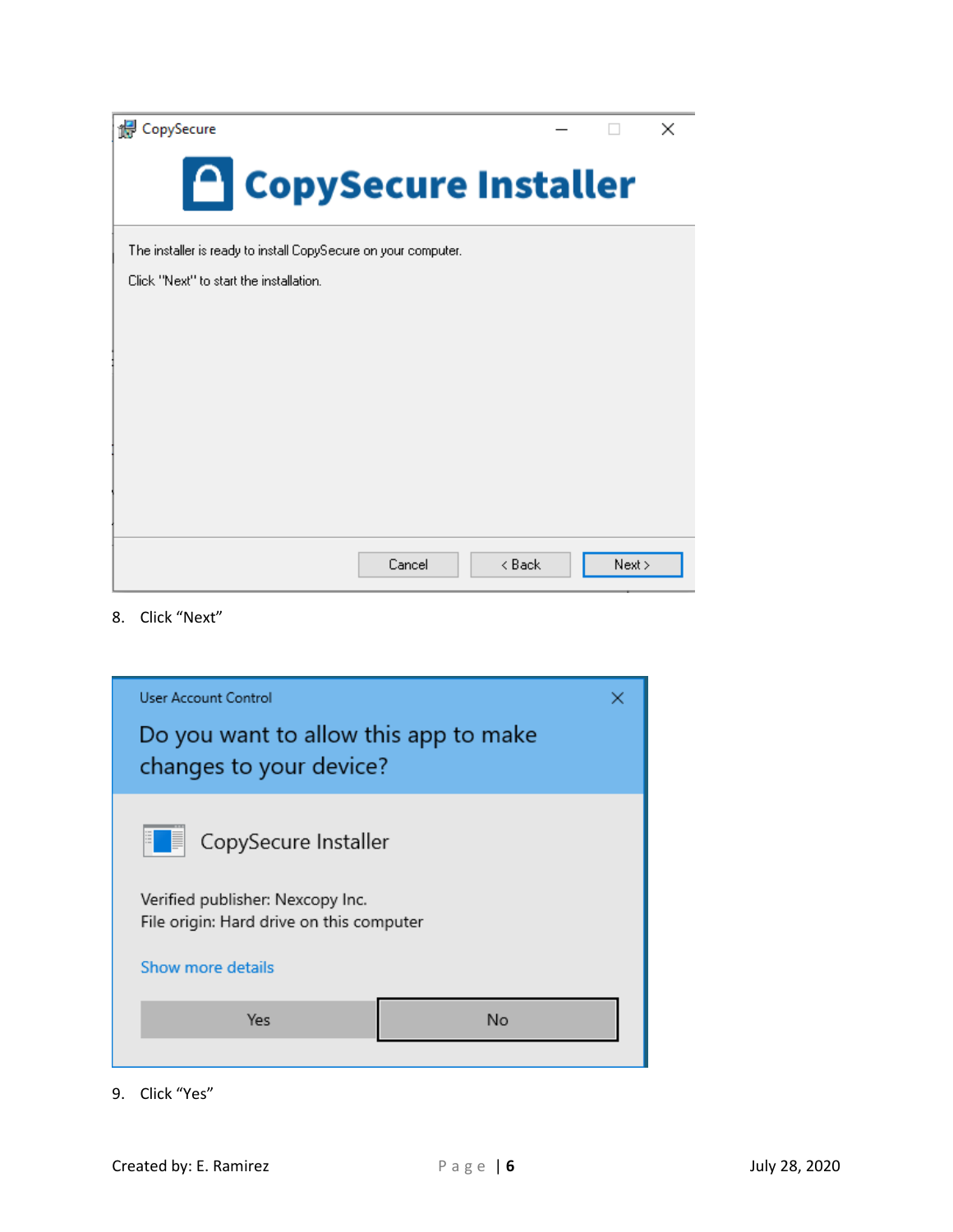CopySecure

**CopySecure Installer**

The installer is ready to install CopySecure on your computer.

Click "Next" to start the installation.

Cancel | < Back | Next >

8. Click "Next"

User Account Control

Do you want to allow this app to make changes to your device?

CopySecure Installer

Verified publisher: Nexcopy Inc.
File origin: Hard drive on this computer

Show more details

Yes | No

9. Click "Yes"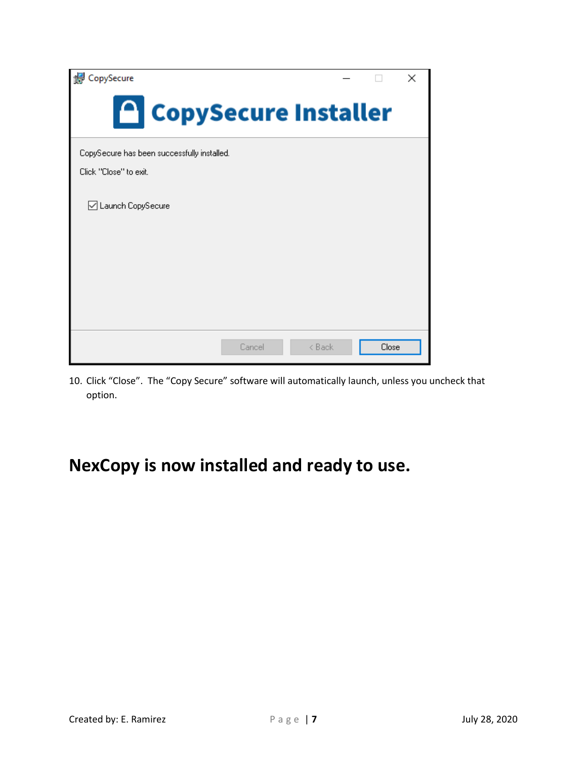10. Click “Close”. The “Copy Secure” software will automatically launch, unless you uncheck that option.

# NexCopy is now installed and ready to use.